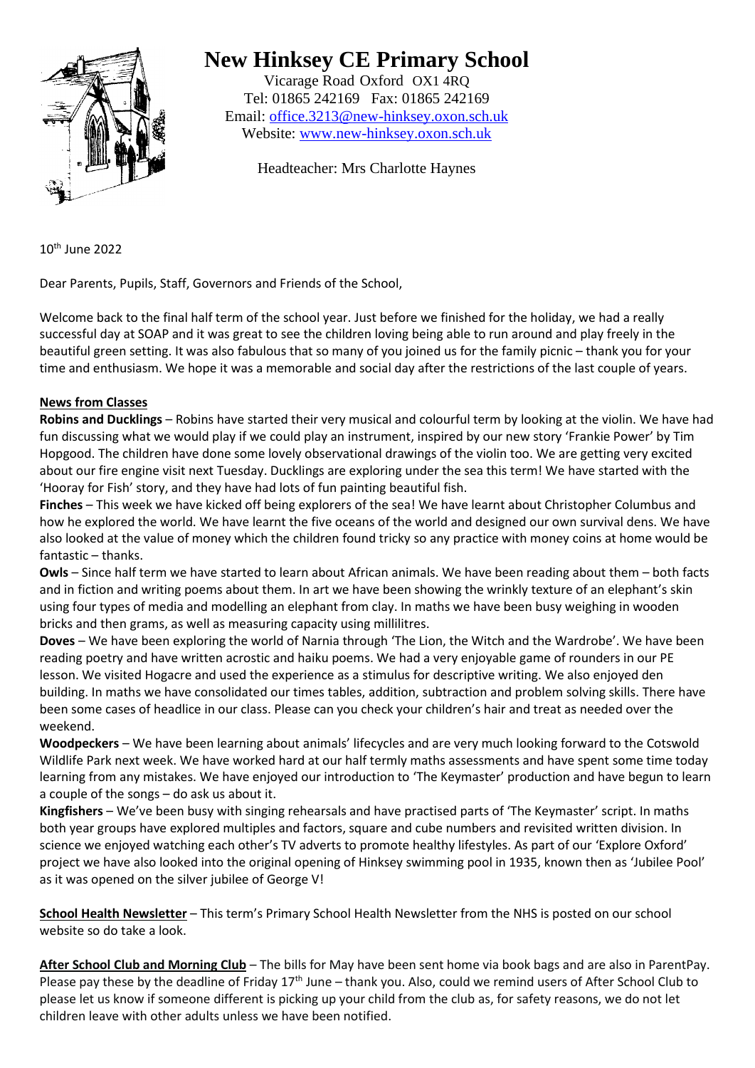# New Hinksey CE Primary School

Vicarage Road Oxford OX1 4RQ
Tel: 01865 242169 Fax: 01865 242169
Email: office.3213@new-hinksey.oxon.sch.uk
Website: www.new-hinksey.oxon.sch.uk

Headteacher: Mrs Charlotte Haynes

10th June 2022

Dear Parents, Pupils, Staff, Governors and Friends of the School,

Welcome back to the final half term of the school year. Just before we finished for the holiday, we had a really successful day at SOAP and it was great to see the children loving being able to run around and play freely in the beautiful green setting. It was also fabulous that so many of you joined us for the family picnic – thank you for your time and enthusiasm. We hope it was a memorable and social day after the restrictions of the last couple of years.

**News from Classes**

**Robins and Ducklings** – Robins have started their very musical and colourful term by looking at the violin. We have had fun discussing what we would play if we could play an instrument, inspired by our new story 'Frankie Power' by Tim Hopgood. The children have done some lovely observational drawings of the violin too. We are getting very excited about our fire engine visit next Tuesday. Ducklings are exploring under the sea this term! We have started with the 'Hooray for Fish' story, and they have had lots of fun painting beautiful fish.

**Finches** – This week we have kicked off being explorers of the sea! We have learnt about Christopher Columbus and how he explored the world. We have learnt the five oceans of the world and designed our own survival dens. We have also looked at the value of money which the children found tricky so any practice with money coins at home would be fantastic – thanks.

**Owls** – Since half term we have started to learn about African animals. We have been reading about them – both facts and in fiction and writing poems about them. In art we have been showing the wrinkly texture of an elephant's skin using four types of media and modelling an elephant from clay. In maths we have been busy weighing in wooden bricks and then grams, as well as measuring capacity using millilitres.

**Doves** – We have been exploring the world of Narnia through 'The Lion, the Witch and the Wardrobe'. We have been reading poetry and have written acrostic and haiku poems. We had a very enjoyable game of rounders in our PE lesson. We visited Hogacre and used the experience as a stimulus for descriptive writing. We also enjoyed den building. In maths we have consolidated our times tables, addition, subtraction and problem solving skills. There have been some cases of headlice in our class. Please can you check your children's hair and treat as needed over the weekend.

**Woodpeckers** – We have been learning about animals' lifecycles and are very much looking forward to the Cotswold Wildlife Park next week. We have worked hard at our half termly maths assessments and have spent some time today learning from any mistakes. We have enjoyed our introduction to 'The Keymaster' production and have begun to learn a couple of the songs – do ask us about it.

**Kingfishers** – We've been busy with singing rehearsals and have practised parts of 'The Keymaster' script. In maths both year groups have explored multiples and factors, square and cube numbers and revisited written division. In science we enjoyed watching each other's TV adverts to promote healthy lifestyles. As part of our 'Explore Oxford' project we have also looked into the original opening of Hinksey swimming pool in 1935, known then as 'Jubilee Pool' as it was opened on the silver jubilee of George V!

**School Health Newsletter** – This term's Primary School Health Newsletter from the NHS is posted on our school website so do take a look.

**After School Club and Morning Club** – The bills for May have been sent home via book bags and are also in ParentPay. Please pay these by the deadline of Friday 17th June – thank you. Also, could we remind users of After School Club to please let us know if someone different is picking up your child from the club as, for safety reasons, we do not let children leave with other adults unless we have been notified.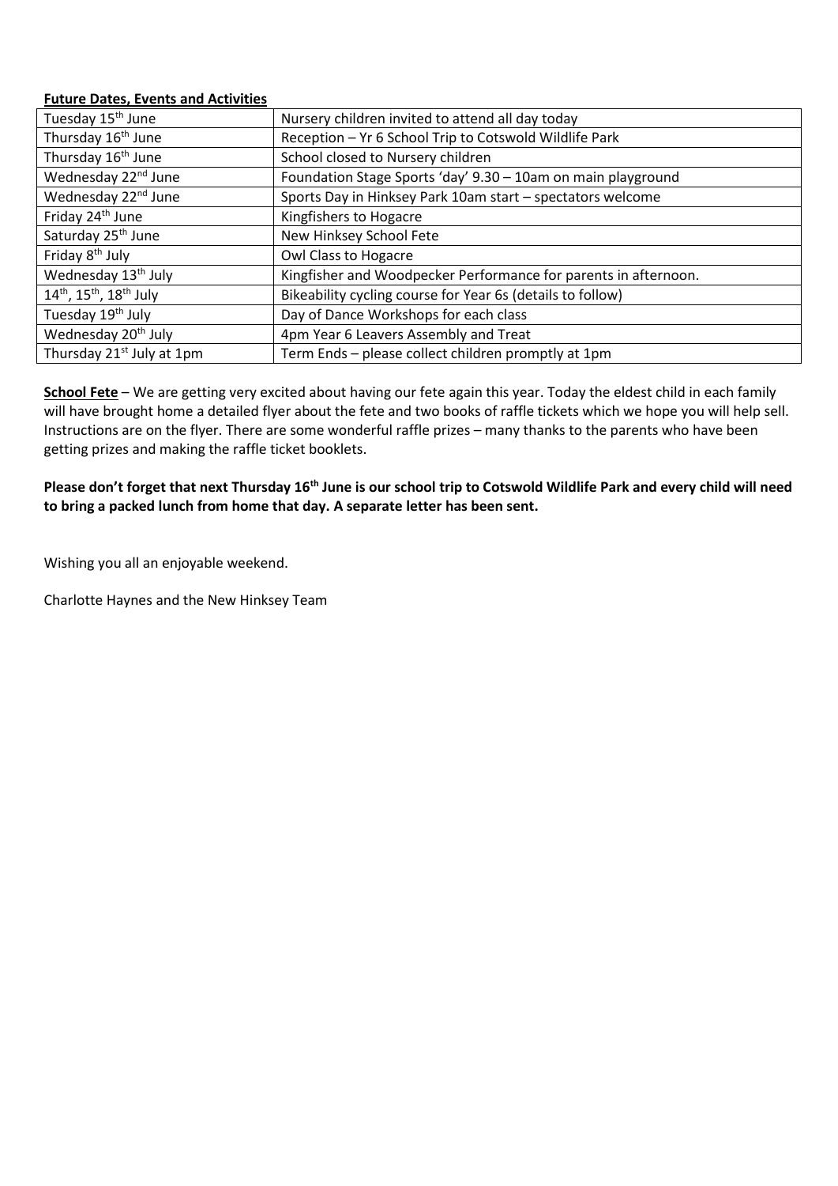**Future Dates, Events and Activities**

| | |
|---|---|
| Tuesday 15th June | Nursery children invited to attend all day today |
| Thursday 16th June | Reception – Yr 6 School Trip to Cotswold Wildlife Park |
| Thursday 16th June | School closed to Nursery children |
| Wednesday 22nd June | Foundation Stage Sports 'day' 9.30 – 10am on main playground |
| Wednesday 22nd June | Sports Day in Hinksey Park 10am start – spectators welcome |
| Friday 24th June | Kingfishers to Hogacre |
| Saturday 25th June | New Hinksey School Fete |
| Friday 8th July | Owl Class to Hogacre |
| Wednesday 13th July | Kingfisher and Woodpecker Performance for parents in afternoon. |
| 14th, 15th, 18th July | Bikeability cycling course for Year 6s (details to follow) |
| Tuesday 19th July | Day of Dance Workshops for each class |
| Wednesday 20th July | 4pm Year 6 Leavers Assembly and Treat |
| Thursday 21st July at 1pm | Term Ends – please collect children promptly at 1pm |

**School Fete** – We are getting very excited about having our fete again this year. Today the eldest child in each family will have brought home a detailed flyer about the fete and two books of raffle tickets which we hope you will help sell. Instructions are on the flyer. There are some wonderful raffle prizes – many thanks to the parents who have been getting prizes and making the raffle ticket booklets.

**Please don't forget that next Thursday 16th June is our school trip to Cotswold Wildlife Park and every child will need to bring a packed lunch from home that day. A separate letter has been sent.**

Wishing you all an enjoyable weekend.

Charlotte Haynes and the New Hinksey Team